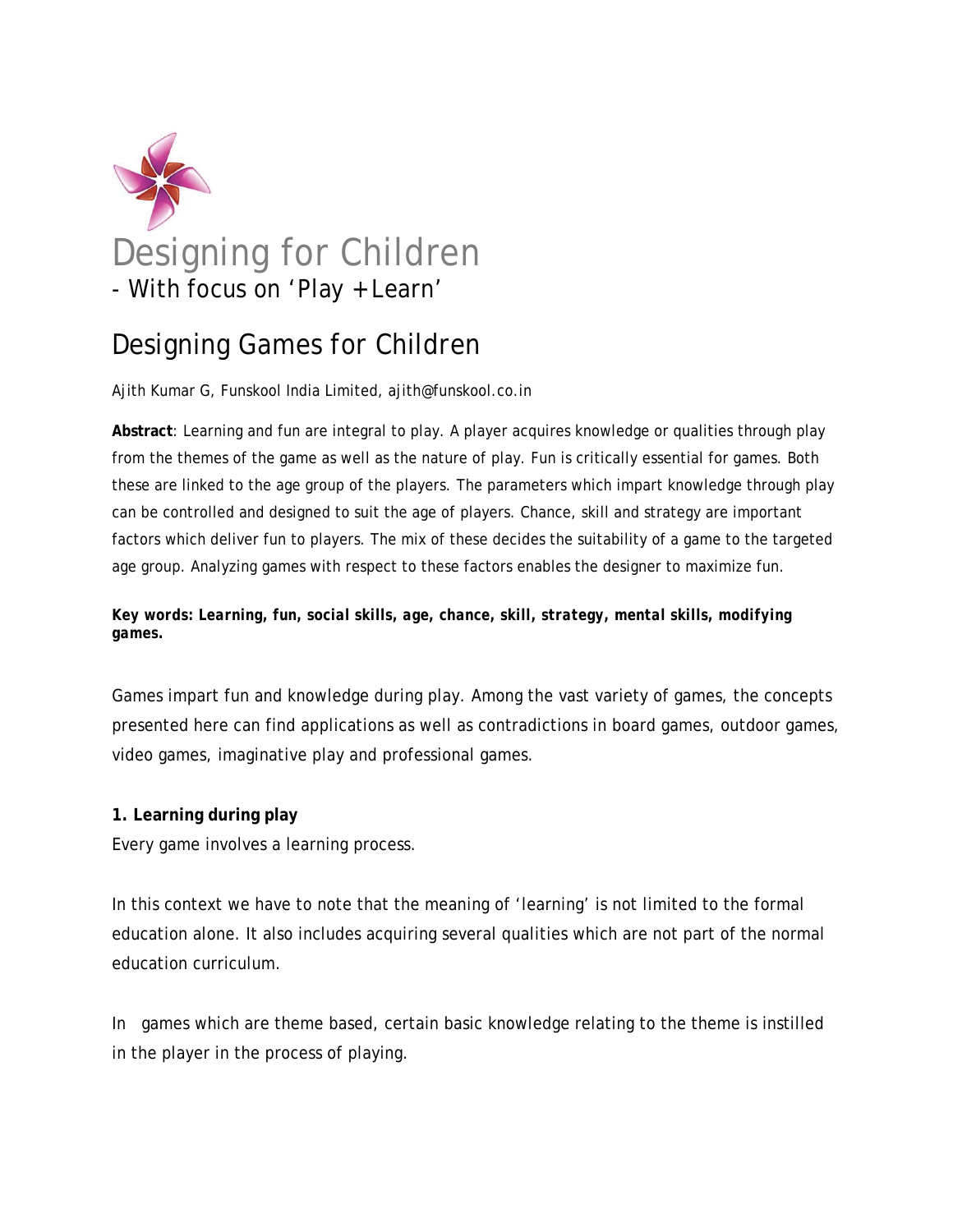# Designing for Children

- With focus on 'Play + Learn'

## Designing Games for Children

Ajith Kumar G, Funskool India Limited, ajith@funskool.co.in

**Abstract**: Learning and fun are integral to play. A player acquires knowledge or qualities through play from the themes of the game as well as the nature of play. Fun is critically essential for games. Both these are linked to the age group of the players. The parameters which impart knowledge through play can be controlled and designed to suit the age of players. Chance, skill and strategy are important factors which deliver fun to players. The mix of these decides the suitability of a game to the targeted age group. Analyzing games with respect to these factors enables the designer to maximize fun.

***Key words: Learning, fun, social skills, age, chance, skill, strategy, mental skills, modifying games.***

Games impart fun and knowledge during play. Among the vast variety of games, the concepts presented here can find applications as well as contradictions in board games, outdoor games, video games, imaginative play and professional games.

**1. Learning during play**

Every game involves a learning process.

In this context we have to note that the meaning of 'learning' is not limited to the formal education alone. It also includes acquiring several qualities which are not part of the normal education curriculum.

In games which are theme based, certain basic knowledge relating to the theme is instilled in the player in the process of playing.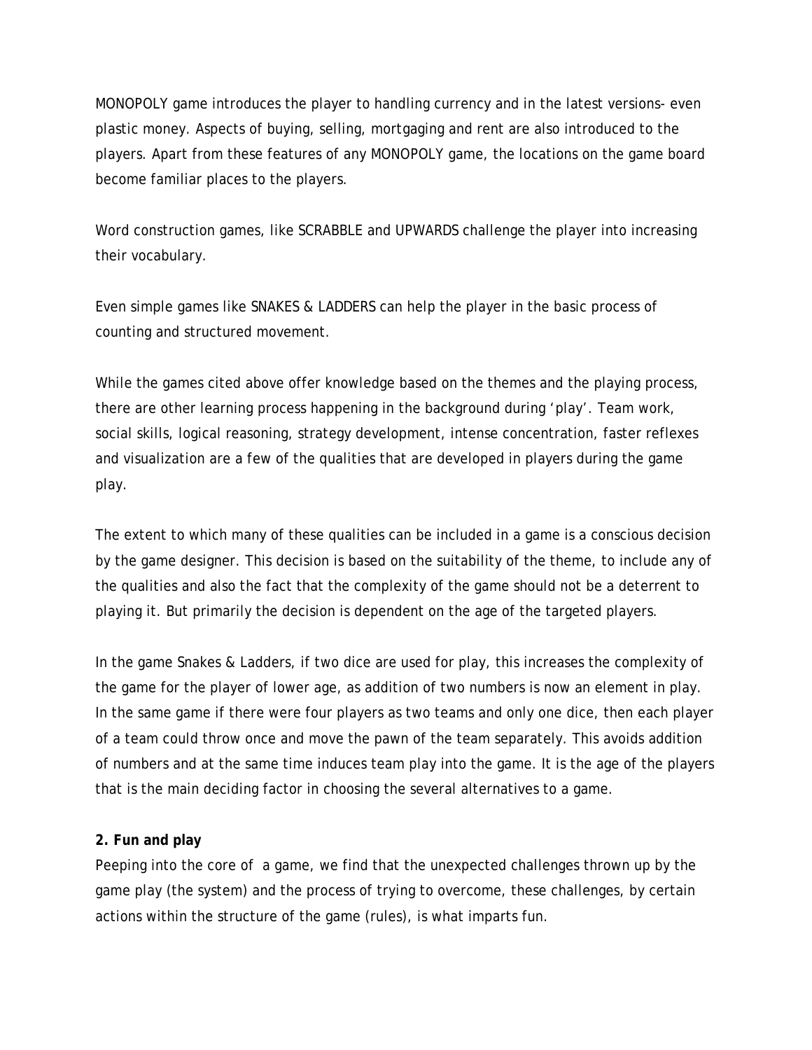MONOPOLY game introduces the player to handling currency and in the latest versions- even plastic money. Aspects of buying, selling, mortgaging and rent are also introduced to the players. Apart from these features of any MONOPOLY game, the locations on the game board become familiar places to the players.

Word construction games, like SCRABBLE and UPWARDS challenge the player into increasing their vocabulary.

Even simple games like SNAKES & LADDERS can help the player in the basic process of counting and structured movement.

While the games cited above offer knowledge based on the themes and the playing process, there are other learning process happening in the background during 'play'. Team work, social skills, logical reasoning, strategy development, intense concentration, faster reflexes and visualization are a few of the qualities that are developed in players during the game play.

The extent to which many of these qualities can be included in a game is a conscious decision by the game designer. This decision is based on the suitability of the theme, to include any of the qualities and also the fact that the complexity of the game should not be a deterrent to playing it. But primarily the decision is dependent on the age of the targeted players.

In the game Snakes & Ladders, if two dice are used for play, this increases the complexity of the game for the player of lower age, as addition of two numbers is now an element in play. In the same game if there were four players as two teams and only one dice, then each player of a team could throw once and move the pawn of the team separately. This avoids addition of numbers and at the same time induces team play into the game. It is the age of the players that is the main deciding factor in choosing the several alternatives to a game.

**2. Fun and play**

Peeping into the core of a game, we find that the unexpected challenges thrown up by the game play (the system) and the process of trying to overcome, these challenges, by certain actions within the structure of the game (rules), is what imparts fun.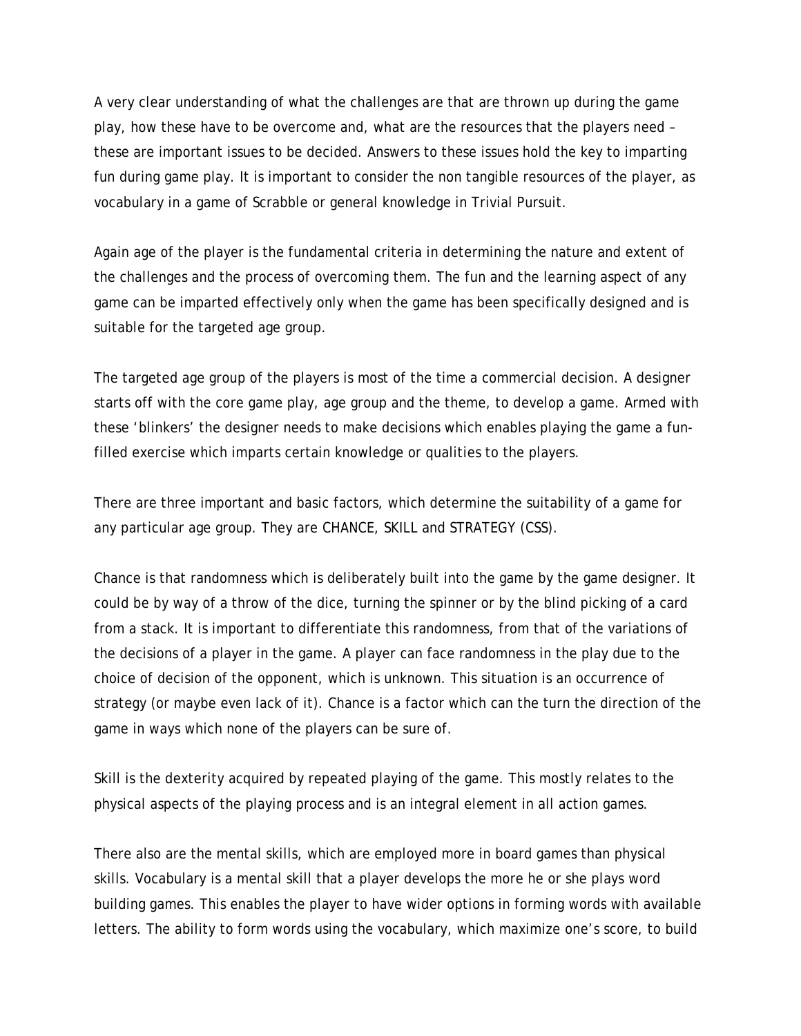A very clear understanding of what the challenges are that are thrown up during the game play, how these have to be overcome and, what are the resources that the players need – these are important issues to be decided. Answers to these issues hold the key to imparting fun during game play. It is important to consider the non tangible resources of the player, as vocabulary in a game of Scrabble or general knowledge in Trivial Pursuit.

Again age of the player is the fundamental criteria in determining the nature and extent of the challenges and the process of overcoming them. The fun and the learning aspect of any game can be imparted effectively only when the game has been specifically designed and is suitable for the targeted age group.

The targeted age group of the players is most of the time a commercial decision. A designer starts off with the core game play, age group and the theme, to develop a game. Armed with these 'blinkers' the designer needs to make decisions which enables playing the game a fun-filled exercise which imparts certain knowledge or qualities to the players.

There are three important and basic factors, which determine the suitability of a game for any particular age group. They are CHANCE, SKILL and STRATEGY (CSS).

Chance is that randomness which is deliberately built into the game by the game designer. It could be by way of a throw of the dice, turning the spinner or by the blind picking of a card from a stack. It is important to differentiate this randomness, from that of the variations of the decisions of a player in the game. A player can face randomness in the play due to the choice of decision of the opponent, which is unknown. This situation is an occurrence of strategy (or maybe even lack of it). Chance is a factor which can the turn the direction of the game in ways which none of the players can be sure of.

Skill is the dexterity acquired by repeated playing of the game. This mostly relates to the physical aspects of the playing process and is an integral element in all action games.

There also are the mental skills, which are employed more in board games than physical skills. Vocabulary is a mental skill that a player develops the more he or she plays word building games. This enables the player to have wider options in forming words with available letters. The ability to form words using the vocabulary, which maximize one's score, to build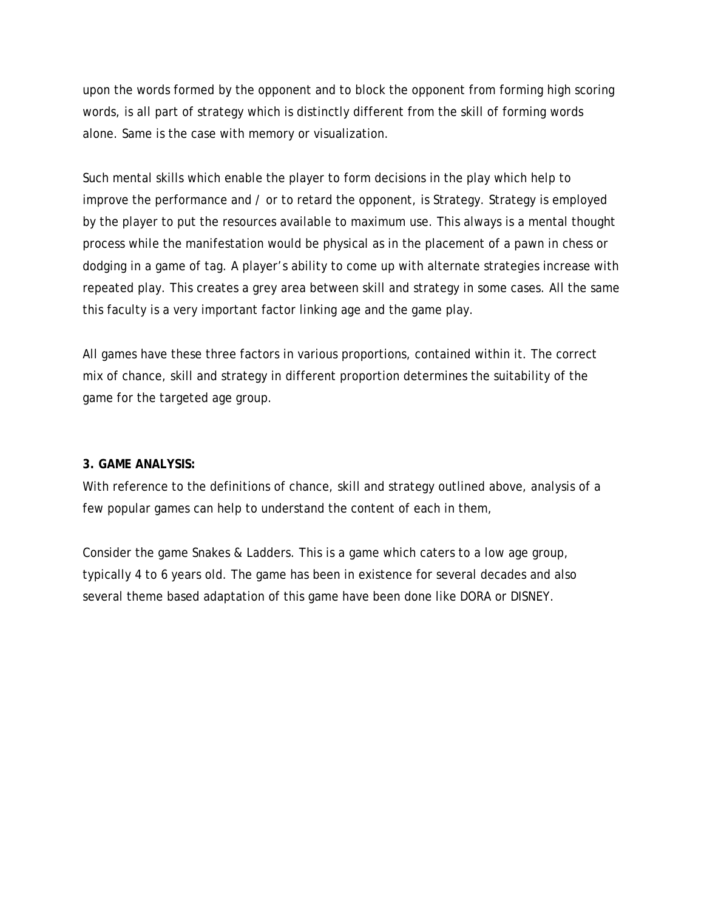upon the words formed by the opponent and to block the opponent from forming high scoring words, is all part of strategy which is distinctly different from the skill of forming words alone. Same is the case with memory or visualization.

Such mental skills which enable the player to form decisions in the play which help to improve the performance and / or to retard the opponent, is Strategy. Strategy is employed by the player to put the resources available to maximum use. This always is a mental thought process while the manifestation would be physical as in the placement of a pawn in chess or dodging in a game of tag. A player's ability to come up with alternate strategies increase with repeated play. This creates a grey area between skill and strategy in some cases. All the same this faculty is a very important factor linking age and the game play.

All games have these three factors in various proportions, contained within it. The correct mix of chance, skill and strategy in different proportion determines the suitability of the game for the targeted age group.

**3. GAME ANALYSIS:**

With reference to the definitions of chance, skill and strategy outlined above, analysis of a few popular games can help to understand the content of each in them,

Consider the game Snakes & Ladders. This is a game which caters to a low age group, typically 4 to 6 years old. The game has been in existence for several decades and also several theme based adaptation of this game have been done like DORA or DISNEY.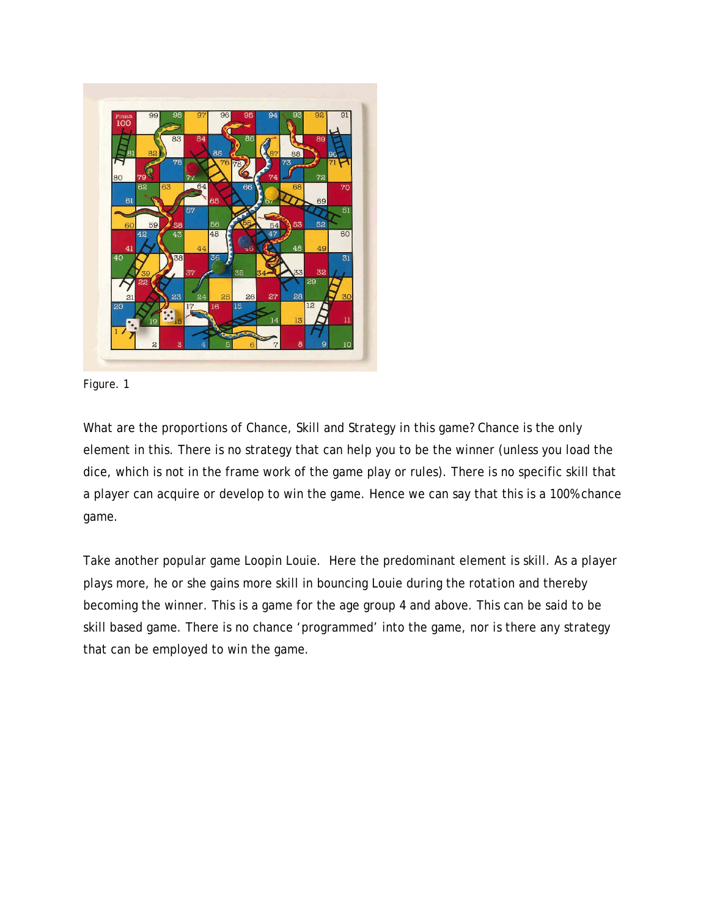Figure. 1

What are the proportions of Chance, Skill and Strategy in this game? Chance is the only element in this. There is no strategy that can help you to be the winner (unless you load the dice, which is not in the frame work of the game play or rules). There is no specific skill that a player can acquire or develop to win the game. Hence we can say that this is a 100% chance game.

Take another popular game Loopin Louie. Here the predominant element is skill. As a player plays more, he or she gains more skill in bouncing Louie during the rotation and thereby becoming the winner. This is a game for the age group 4 and above. This can be said to be skill based game. There is no chance 'programmed' into the game, nor is there any strategy that can be employed to win the game.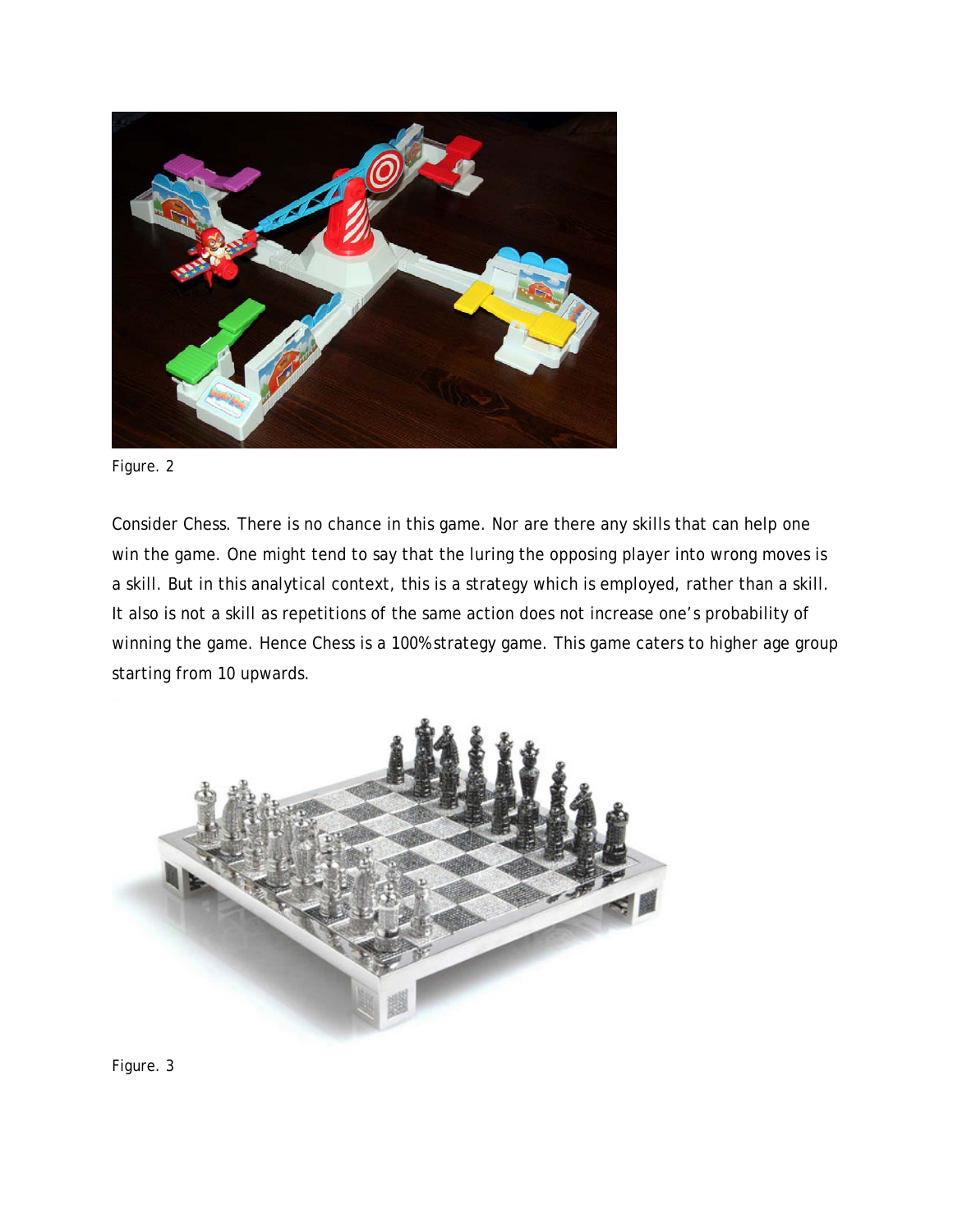Figure. 2

Consider Chess. There is no chance in this game. Nor are there any skills that can help one win the game. One might tend to say that the luring the opposing player into wrong moves is a skill. But in this analytical context, this is a strategy which is employed, rather than a skill. It also is not a skill as repetitions of the same action does not increase one's probability of winning the game. Hence Chess is a 100% strategy game. This game caters to higher age group starting from 10 upwards.

Figure. 3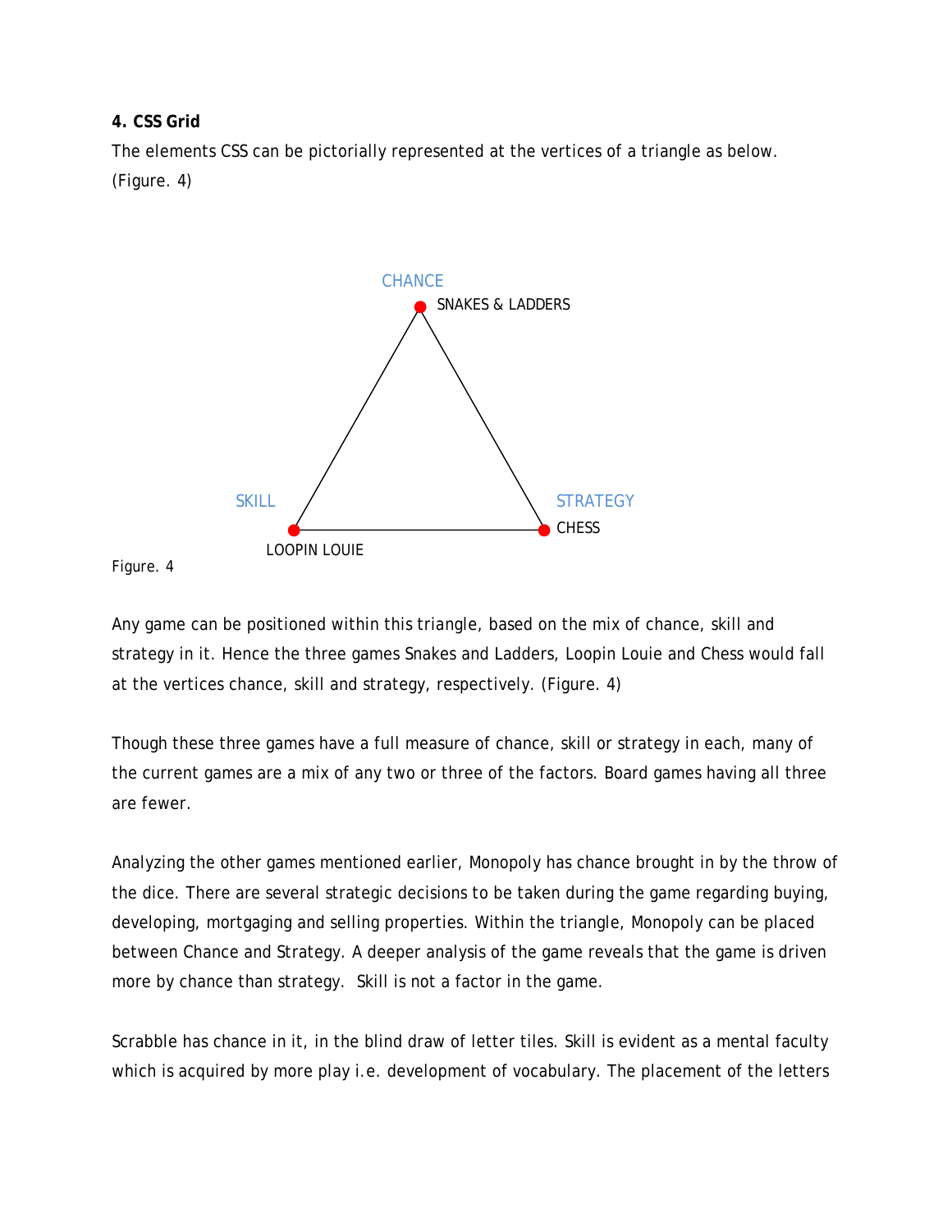**4. CSS Grid**

The elements CSS can be pictorially represented at the vertices of a triangle as below. (Figure. 4)

CHANCE
SNAKES & LADDERS

SKILL
LOOPIN LOUIE

STRATEGY
CHESS

Figure. 4

Any game can be positioned within this triangle, based on the mix of chance, skill and strategy in it. Hence the three games Snakes and Ladders, Loopin Louie and Chess would fall at the vertices chance, skill and strategy, respectively. (Figure. 4)

Though these three games have a full measure of chance, skill or strategy in each, many of the current games are a mix of any two or three of the factors. Board games having all three are fewer.

Analyzing the other games mentioned earlier, Monopoly has chance brought in by the throw of the dice. There are several strategic decisions to be taken during the game regarding buying, developing, mortgaging and selling properties. Within the triangle, Monopoly can be placed between Chance and Strategy. A deeper analysis of the game reveals that the game is driven more by chance than strategy. Skill is not a factor in the game.

Scrabble has chance in it, in the blind draw of letter tiles. Skill is evident as a mental faculty which is acquired by more play i.e. development of vocabulary. The placement of the letters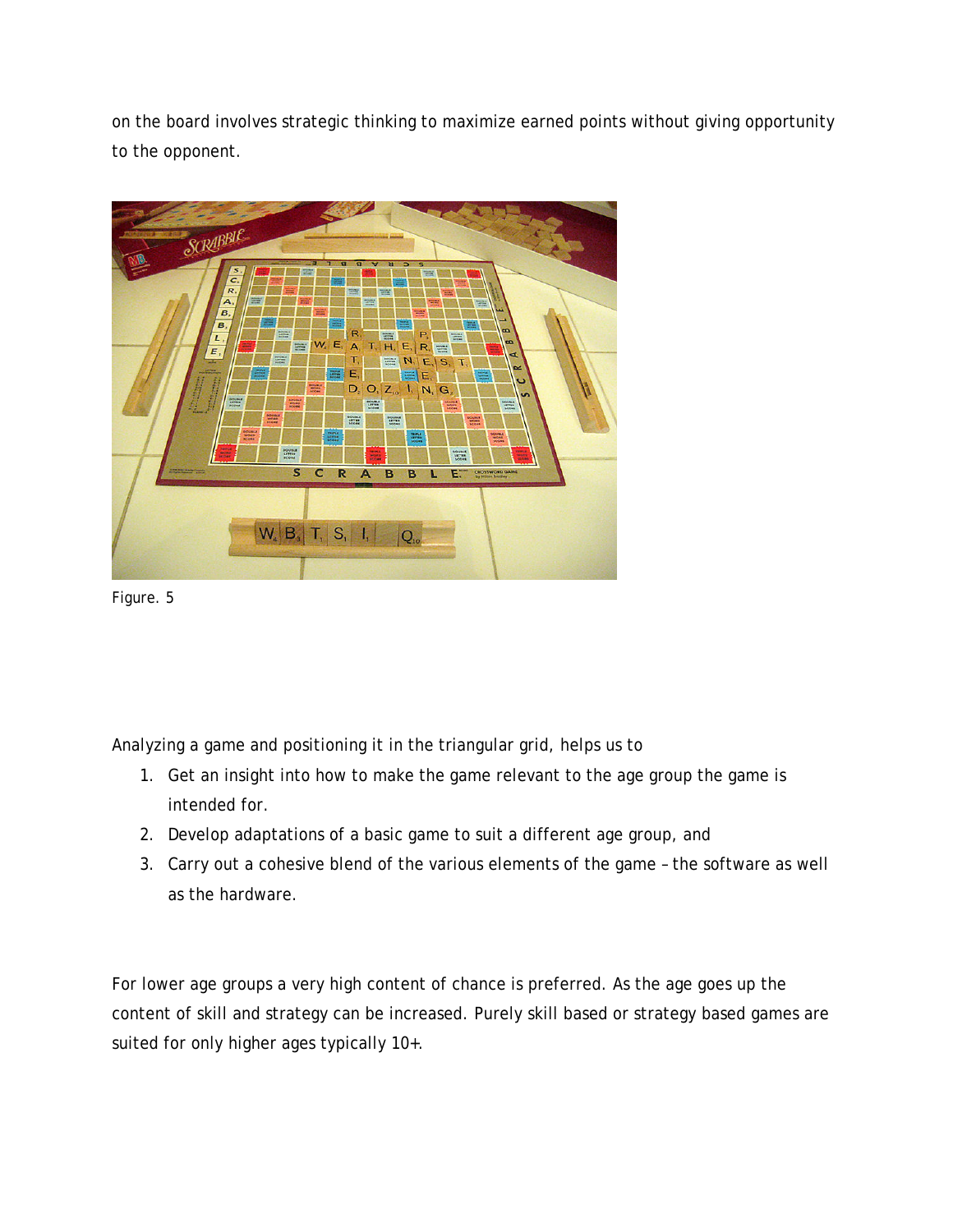on the board involves strategic thinking to maximize earned points without giving opportunity to the opponent.

Figure. 5

Analyzing a game and positioning it in the triangular grid, helps us to

1. Get an insight into how to make the game relevant to the age group the game is intended for.
2. Develop adaptations of a basic game to suit a different age group, and
3. Carry out a cohesive blend of the various elements of the game – the software as well as the hardware.

For lower age groups a very high content of chance is preferred. As the age goes up the content of skill and strategy can be increased. Purely skill based or strategy based games are suited for only higher ages typically 10+.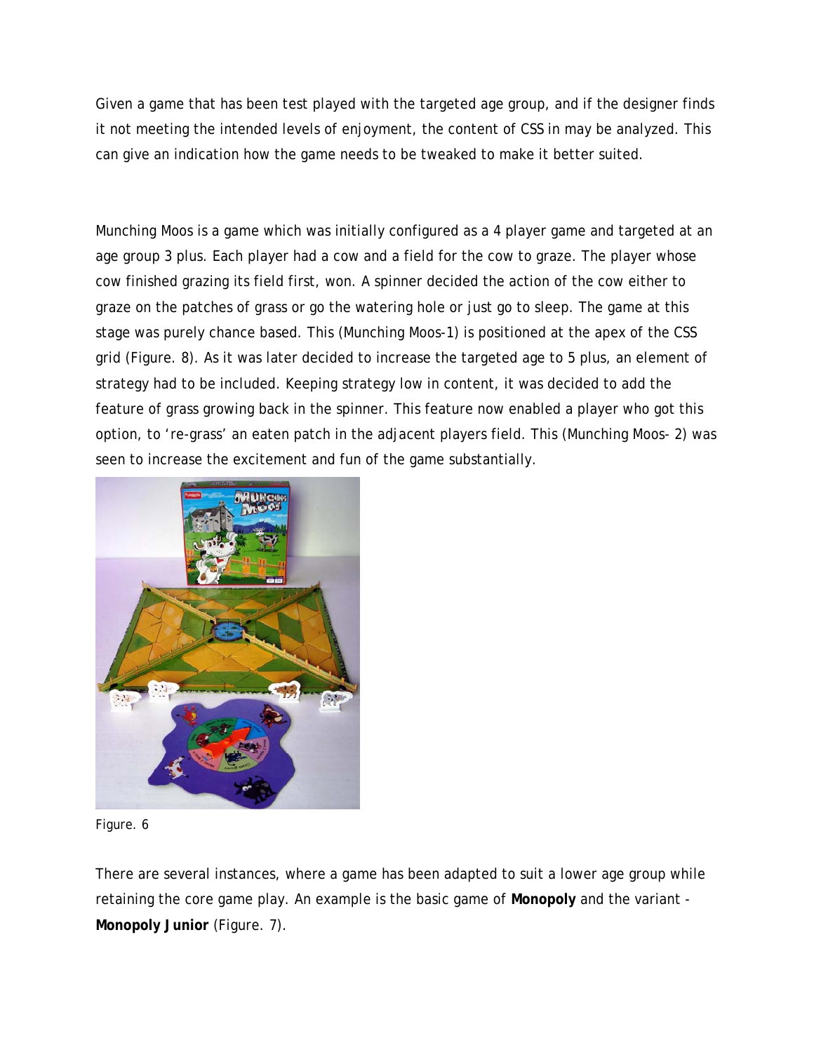Given a game that has been test played with the targeted age group, and if the designer finds it not meeting the intended levels of enjoyment, the content of CSS in may be analyzed. This can give an indication how the game needs to be tweaked to make it better suited.

Munching Moos is a game which was initially configured as a 4 player game and targeted at an age group 3 plus. Each player had a cow and a field for the cow to graze. The player whose cow finished grazing its field first, won. A spinner decided the action of the cow either to graze on the patches of grass or go the watering hole or just go to sleep. The game at this stage was purely chance based. This (Munching Moos-1) is positioned at the apex of the CSS grid (Figure. 8). As it was later decided to increase the targeted age to 5 plus, an element of strategy had to be included. Keeping strategy low in content, it was decided to add the feature of grass growing back in the spinner. This feature now enabled a player who got this option, to 're-grass' an eaten patch in the adjacent players field. This (Munching Moos- 2) was seen to increase the excitement and fun of the game substantially.

Figure. 6

There are several instances, where a game has been adapted to suit a lower age group while retaining the core game play. An example is the basic game of **Monopoly** and the variant - **Monopoly Junior** (Figure. 7).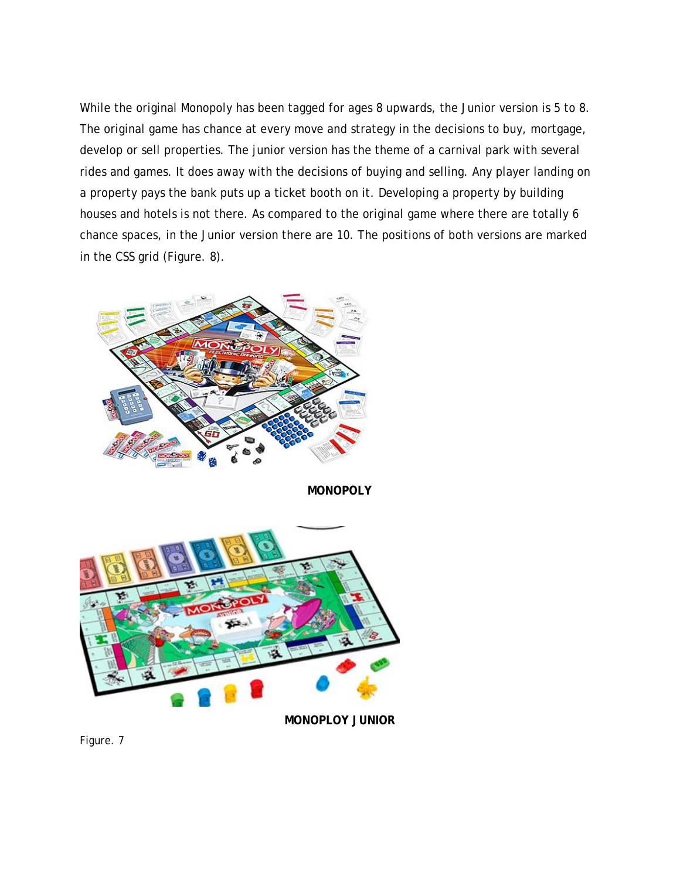While the original Monopoly has been tagged for ages 8 upwards, the Junior version is 5 to 8. The original game has chance at every move and strategy in the decisions to buy, mortgage, develop or sell properties. The junior version has the theme of a carnival park with several rides and games. It does away with the decisions of buying and selling. Any player landing on a property pays the bank puts up a ticket booth on it. Developing a property by building houses and hotels is not there. As compared to the original game where there are totally 6 chance spaces, in the Junior version there are 10. The positions of both versions are marked in the CSS grid (Figure. 8).

**MONOPOLY**

**MONOPLOY JUNIOR**

Figure. 7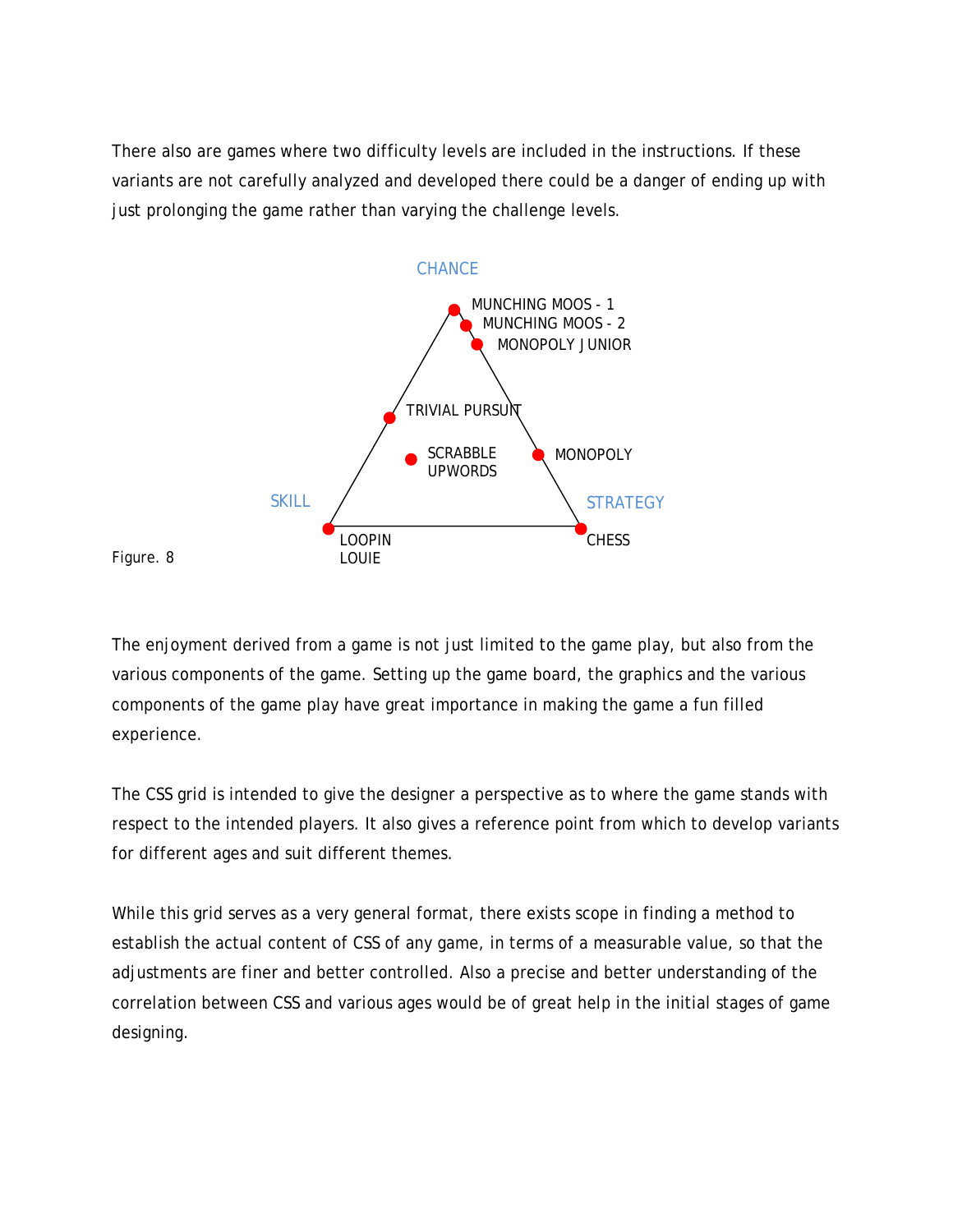There also are games where two difficulty levels are included in the instructions. If these variants are not carefully analyzed and developed there could be a danger of ending up with just prolonging the game rather than varying the challenge levels.

Figure. 8

The enjoyment derived from a game is not just limited to the game play, but also from the various components of the game. Setting up the game board, the graphics and the various components of the game play have great importance in making the game a fun filled experience.

The CSS grid is intended to give the designer a perspective as to where the game stands with respect to the intended players. It also gives a reference point from which to develop variants for different ages and suit different themes.

While this grid serves as a very general format, there exists scope in finding a method to establish the actual content of CSS of any game, in terms of a measurable value, so that the adjustments are finer and better controlled. Also a precise and better understanding of the correlation between CSS and various ages would be of great help in the initial stages of game designing.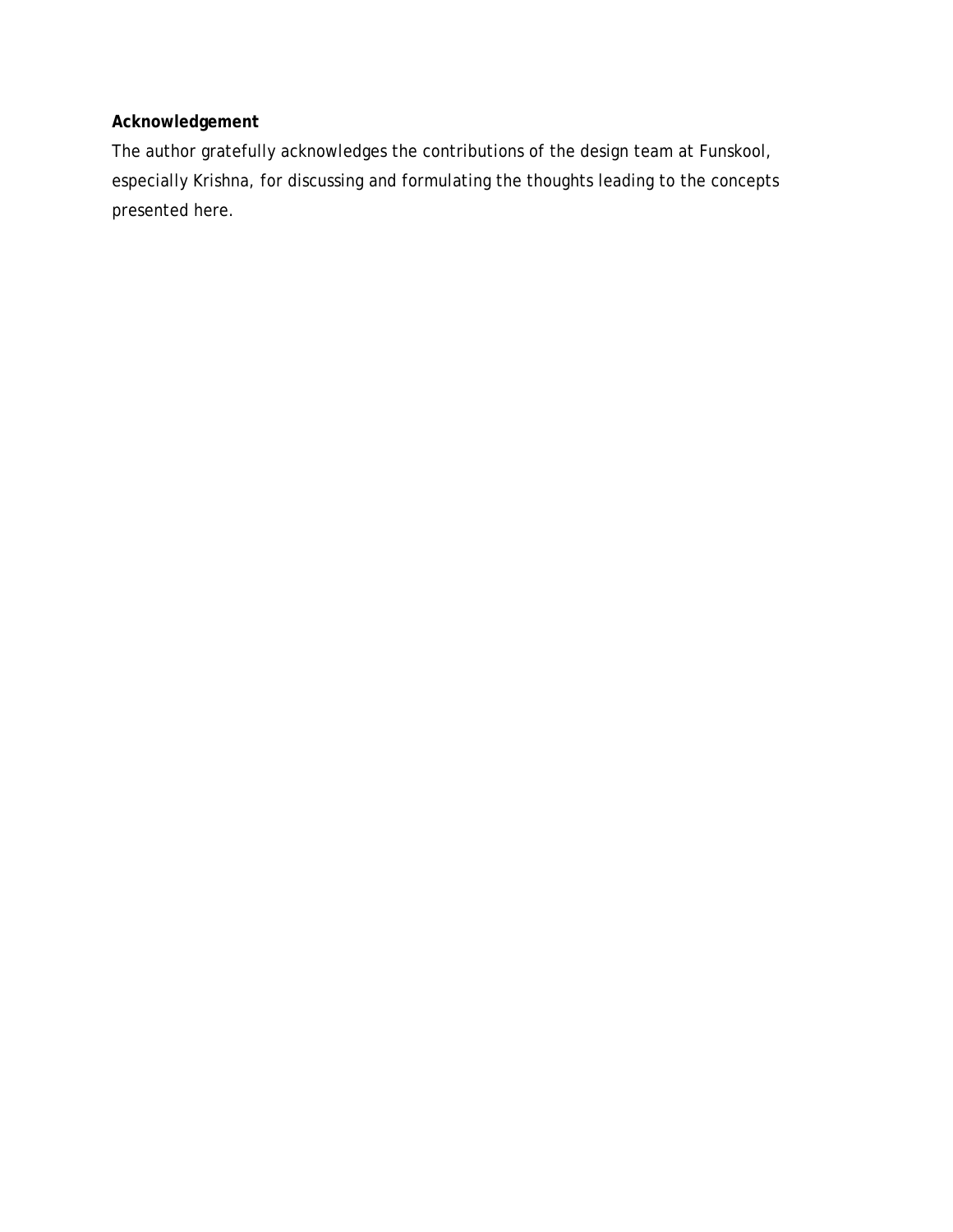**Acknowledgement**

The author gratefully acknowledges the contributions of the design team at Funskool, especially Krishna, for discussing and formulating the thoughts leading to the concepts presented here.